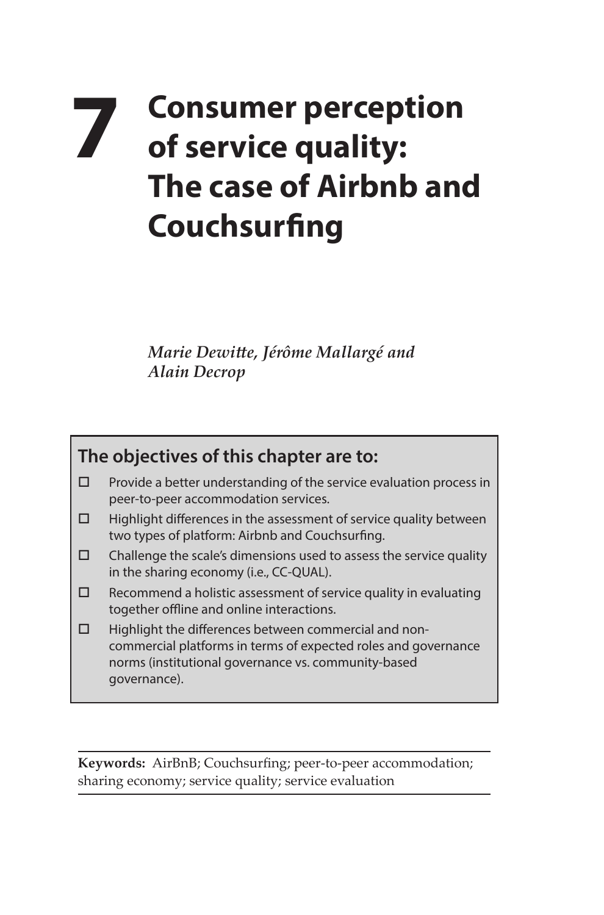# 7 Consumer perception of service quality: The case of Airbnb and Couchsurfing

*Marie Dewitte, Jérôme Mallargé and Alain Decrop*

## The objectives of this chapter are to:

- Provide a better understanding of the service evaluation process in peer-to-peer accommodation services.
- Highlight differences in the assessment of service quality between two types of platform: Airbnb and Couchsurfing.
- Challenge the scale's dimensions used to assess the service quality in the sharing economy (i.e., CC-QUAL).
- Recommend a holistic assessment of service quality in evaluating together offline and online interactions.
- Highlight the differences between commercial and non-commercial platforms in terms of expected roles and governance norms (institutional governance vs. community-based governance).

**Keywords:** AirBnB; Couchsurfing; peer-to-peer accommodation; sharing economy; service quality; service evaluation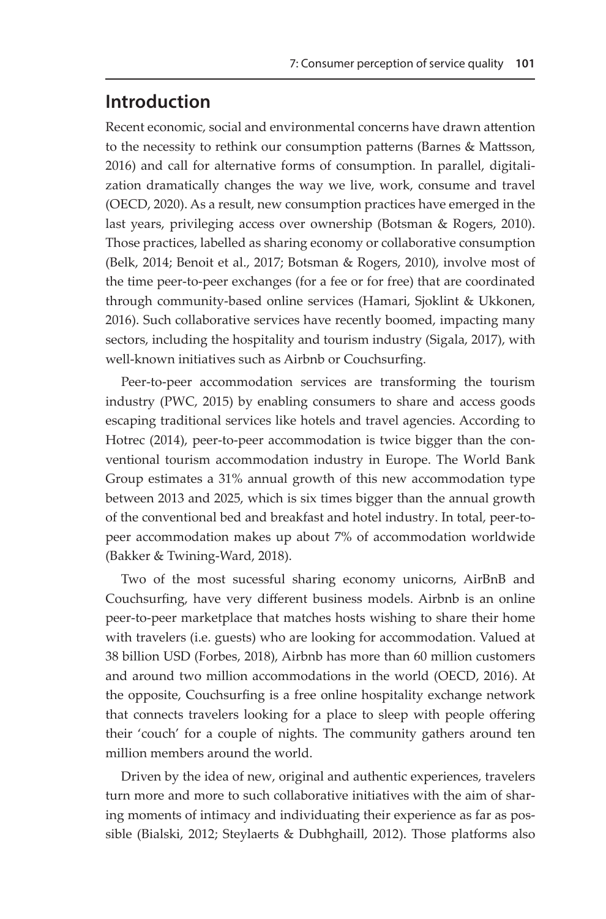## Introduction

Recent economic, social and environmental concerns have drawn attention to the necessity to rethink our consumption patterns (Barnes & Mattsson, 2016) and call for alternative forms of consumption. In parallel, digitalization dramatically changes the way we live, work, consume and travel (OECD, 2020). As a result, new consumption practices have emerged in the last years, privileging access over ownership (Botsman & Rogers, 2010). Those practices, labelled as sharing economy or collaborative consumption (Belk, 2014; Benoit et al., 2017; Botsman & Rogers, 2010), involve most of the time peer-to-peer exchanges (for a fee or for free) that are coordinated through community-based online services (Hamari, Sjoklint & Ukkonen, 2016). Such collaborative services have recently boomed, impacting many sectors, including the hospitality and tourism industry (Sigala, 2017), with well-known initiatives such as Airbnb or Couchsurfing.

Peer-to-peer accommodation services are transforming the tourism industry (PWC, 2015) by enabling consumers to share and access goods escaping traditional services like hotels and travel agencies. According to Hotrec (2014), peer-to-peer accommodation is twice bigger than the conventional tourism accommodation industry in Europe. The World Bank Group estimates a 31% annual growth of this new accommodation type between 2013 and 2025, which is six times bigger than the annual growth of the conventional bed and breakfast and hotel industry. In total, peer-to-peer accommodation makes up about 7% of accommodation worldwide (Bakker & Twining-Ward, 2018).

Two of the most sucessful sharing economy unicorns, AirBnB and Couchsurfing, have very different business models. Airbnb is an online peer-to-peer marketplace that matches hosts wishing to share their home with travelers (i.e. guests) who are looking for accommodation. Valued at 38 billion USD (Forbes, 2018), Airbnb has more than 60 million customers and around two million accommodations in the world (OECD, 2016). At the opposite, Couchsurfing is a free online hospitality exchange network that connects travelers looking for a place to sleep with people offering their 'couch' for a couple of nights. The community gathers around ten million members around the world.

Driven by the idea of new, original and authentic experiences, travelers turn more and more to such collaborative initiatives with the aim of sharing moments of intimacy and individuating their experience as far as possible (Bialski, 2012; Steylaerts & Dubhghaill, 2012). Those platforms also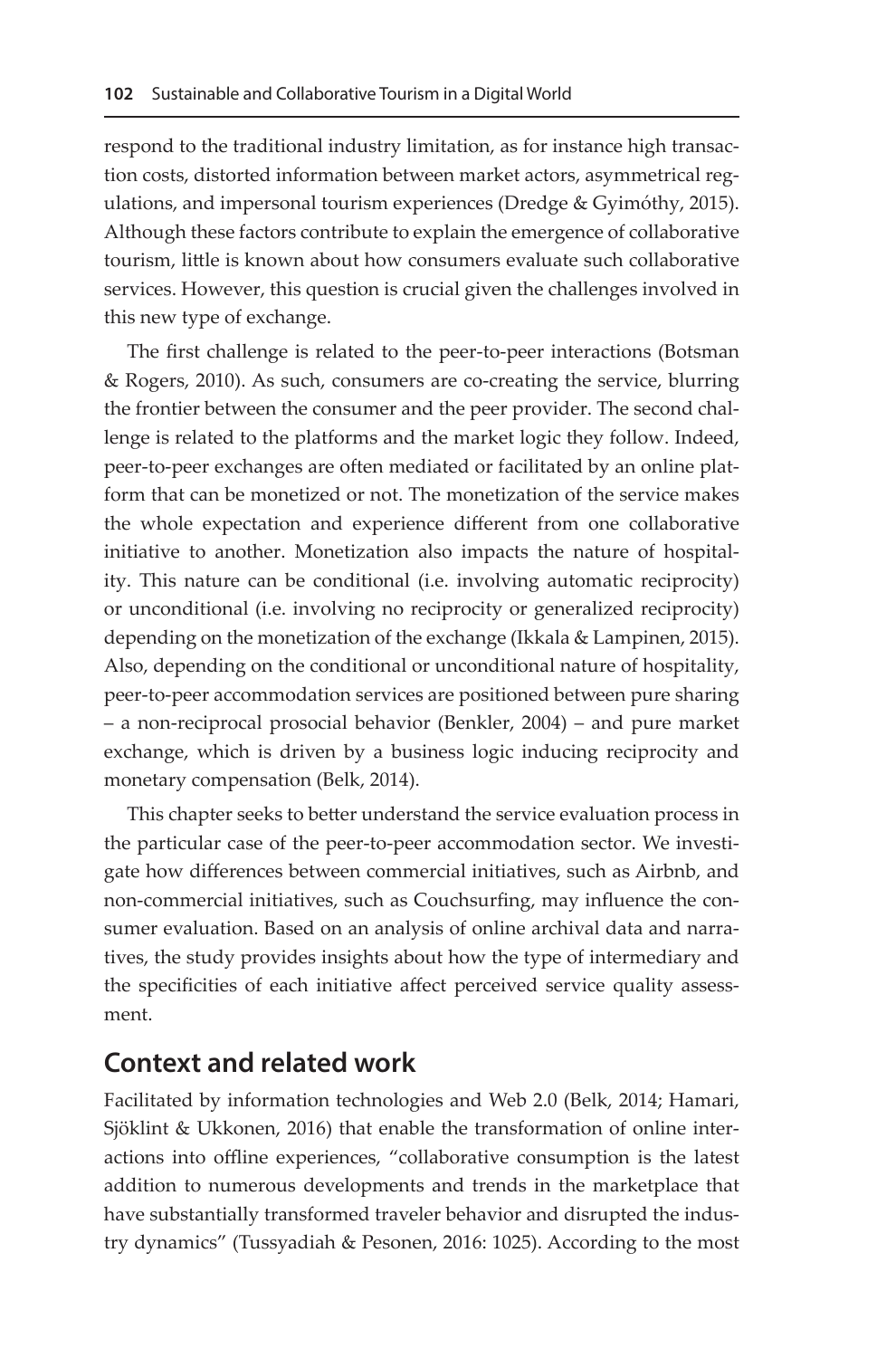respond to the traditional industry limitation, as for instance high transaction costs, distorted information between market actors, asymmetrical regulations, and impersonal tourism experiences (Dredge & Gyimóthy, 2015). Although these factors contribute to explain the emergence of collaborative tourism, little is known about how consumers evaluate such collaborative services. However, this question is crucial given the challenges involved in this new type of exchange.

The first challenge is related to the peer-to-peer interactions (Botsman & Rogers, 2010). As such, consumers are co-creating the service, blurring the frontier between the consumer and the peer provider. The second challenge is related to the platforms and the market logic they follow. Indeed, peer-to-peer exchanges are often mediated or facilitated by an online platform that can be monetized or not. The monetization of the service makes the whole expectation and experience different from one collaborative initiative to another. Monetization also impacts the nature of hospitality. This nature can be conditional (i.e. involving automatic reciprocity) or unconditional (i.e. involving no reciprocity or generalized reciprocity) depending on the monetization of the exchange (Ikkala & Lampinen, 2015). Also, depending on the conditional or unconditional nature of hospitality, peer-to-peer accommodation services are positioned between pure sharing – a non-reciprocal prosocial behavior (Benkler, 2004) – and pure market exchange, which is driven by a business logic inducing reciprocity and monetary compensation (Belk, 2014).

This chapter seeks to better understand the service evaluation process in the particular case of the peer-to-peer accommodation sector. We investigate how differences between commercial initiatives, such as Airbnb, and non-commercial initiatives, such as Couchsurfing, may influence the consumer evaluation. Based on an analysis of online archival data and narratives, the study provides insights about how the type of intermediary and the specificities of each initiative affect perceived service quality assessment.

## Context and related work

Facilitated by information technologies and Web 2.0 (Belk, 2014; Hamari, Sjöklint & Ukkonen, 2016) that enable the transformation of online interactions into offline experiences, "collaborative consumption is the latest addition to numerous developments and trends in the marketplace that have substantially transformed traveler behavior and disrupted the industry dynamics" (Tussyadiah & Pesonen, 2016: 1025). According to the most